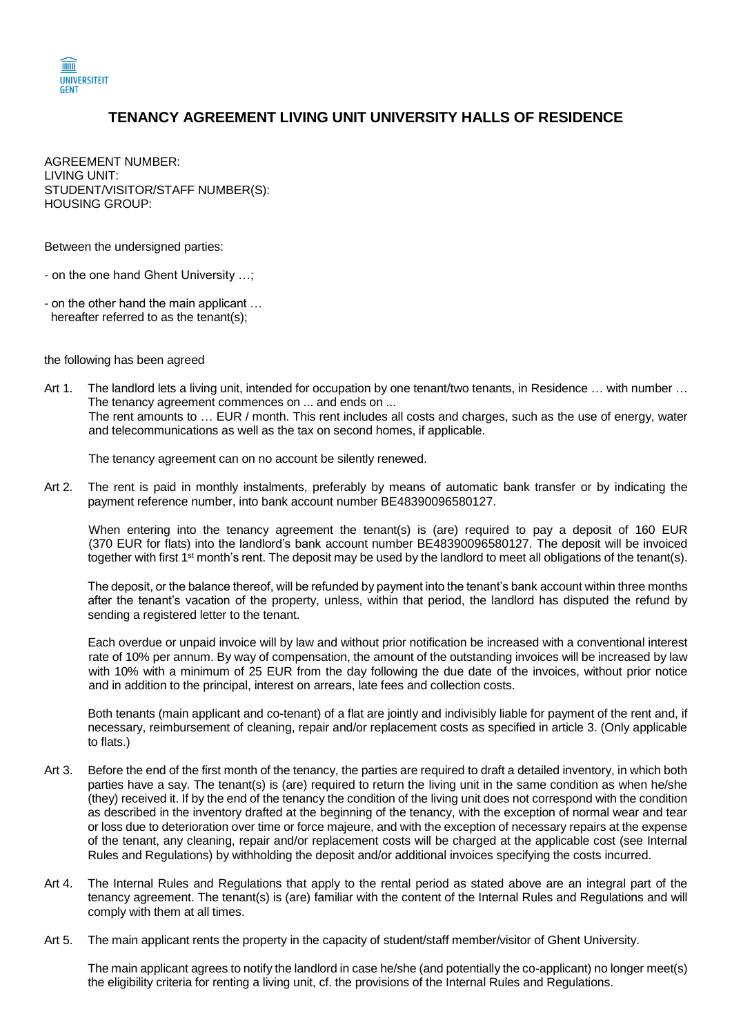# TENANCY AGREEMENT LIVING UNIT UNIVERSITY HALLS OF RESIDENCE

AGREEMENT NUMBER:
LIVING UNIT:
STUDENT/VISITOR/STAFF NUMBER(S):
HOUSING GROUP:

Between the undersigned parties:

- on the one hand Ghent University …;
- on the other hand the main applicant …
  hereafter referred to as the tenant(s);

the following has been agreed

Art 1. The landlord lets a living unit, intended for occupation by one tenant/two tenants, in Residence … with number … The tenancy agreement commences on ... and ends on ...
The rent amounts to … EUR / month. This rent includes all costs and charges, such as the use of energy, water and telecommunications as well as the tax on second homes, if applicable.

The tenancy agreement can on no account be silently renewed.

Art 2. The rent is paid in monthly instalments, preferably by means of automatic bank transfer or by indicating the payment reference number, into bank account number BE48390096580127.

When entering into the tenancy agreement the tenant(s) is (are) required to pay a deposit of 160 EUR (370 EUR for flats) into the landlord's bank account number BE48390096580127. The deposit will be invoiced together with first 1st month's rent. The deposit may be used by the landlord to meet all obligations of the tenant(s).

The deposit, or the balance thereof, will be refunded by payment into the tenant's bank account within three months after the tenant's vacation of the property, unless, within that period, the landlord has disputed the refund by sending a registered letter to the tenant.

Each overdue or unpaid invoice will by law and without prior notification be increased with a conventional interest rate of 10% per annum. By way of compensation, the amount of the outstanding invoices will be increased by law with 10% with a minimum of 25 EUR from the day following the due date of the invoices, without prior notice and in addition to the principal, interest on arrears, late fees and collection costs.

Both tenants (main applicant and co-tenant) of a flat are jointly and indivisibly liable for payment of the rent and, if necessary, reimbursement of cleaning, repair and/or replacement costs as specified in article 3. (Only applicable to flats.)

Art 3. Before the end of the first month of the tenancy, the parties are required to draft a detailed inventory, in which both parties have a say. The tenant(s) is (are) required to return the living unit in the same condition as when he/she (they) received it. If by the end of the tenancy the condition of the living unit does not correspond with the condition as described in the inventory drafted at the beginning of the tenancy, with the exception of normal wear and tear or loss due to deterioration over time or force majeure, and with the exception of necessary repairs at the expense of the tenant, any cleaning, repair and/or replacement costs will be charged at the applicable cost (see Internal Rules and Regulations) by withholding the deposit and/or additional invoices specifying the costs incurred.

Art 4. The Internal Rules and Regulations that apply to the rental period as stated above are an integral part of the tenancy agreement. The tenant(s) is (are) familiar with the content of the Internal Rules and Regulations and will comply with them at all times.

Art 5. The main applicant rents the property in the capacity of student/staff member/visitor of Ghent University.

The main applicant agrees to notify the landlord in case he/she (and potentially the co-applicant) no longer meet(s) the eligibility criteria for renting a living unit, cf. the provisions of the Internal Rules and Regulations.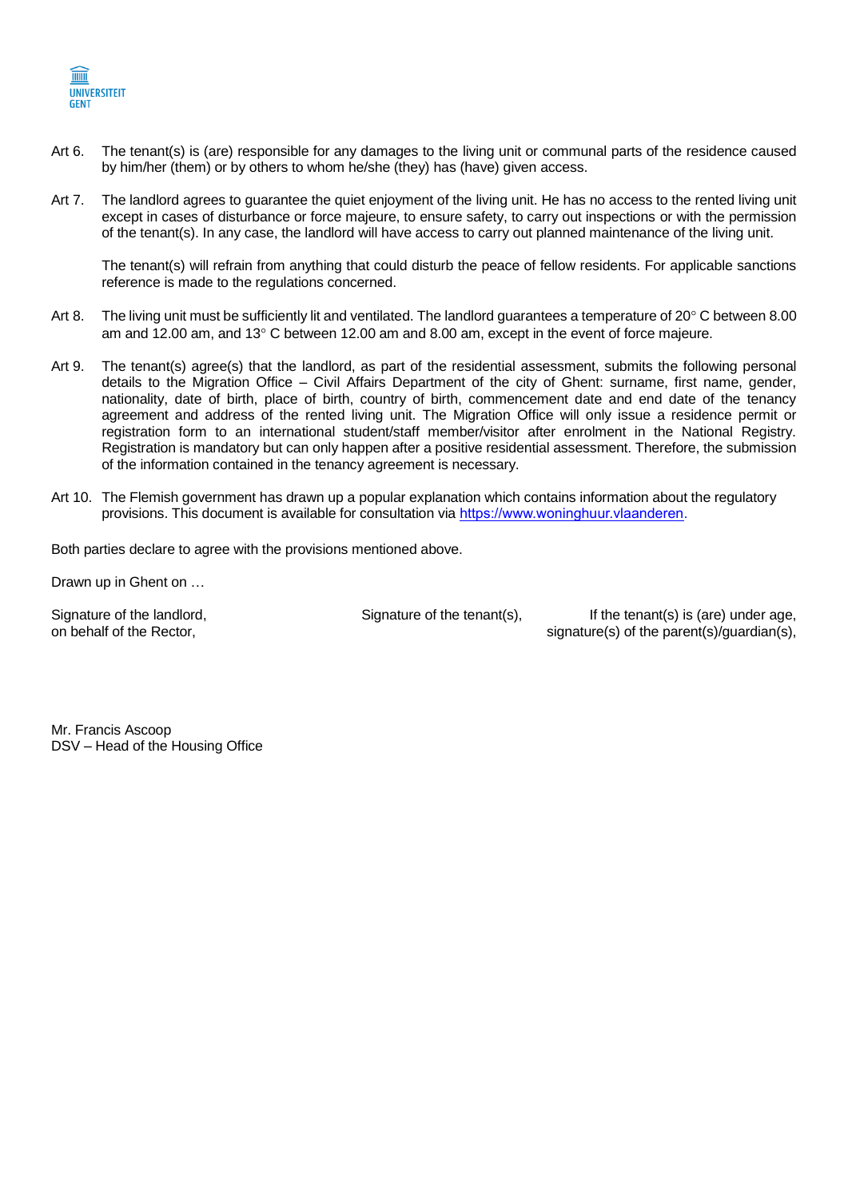Art 6. The tenant(s) is (are) responsible for any damages to the living unit or communal parts of the residence caused by him/her (them) or by others to whom he/she (they) has (have) given access.

Art 7. The landlord agrees to guarantee the quiet enjoyment of the living unit. He has no access to the rented living unit except in cases of disturbance or force majeure, to ensure safety, to carry out inspections or with the permission of the tenant(s). In any case, the landlord will have access to carry out planned maintenance of the living unit.

The tenant(s) will refrain from anything that could disturb the peace of fellow residents. For applicable sanctions reference is made to the regulations concerned.

Art 8. The living unit must be sufficiently lit and ventilated. The landlord guarantees a temperature of 20° C between 8.00 am and 12.00 am, and 13° C between 12.00 am and 8.00 am, except in the event of force majeure.

Art 9. The tenant(s) agree(s) that the landlord, as part of the residential assessment, submits the following personal details to the Migration Office – Civil Affairs Department of the city of Ghent: surname, first name, gender, nationality, date of birth, place of birth, country of birth, commencement date and end date of the tenancy agreement and address of the rented living unit. The Migration Office will only issue a residence permit or registration form to an international student/staff member/visitor after enrolment in the National Registry. Registration is mandatory but can only happen after a positive residential assessment. Therefore, the submission of the information contained in the tenancy agreement is necessary.

Art 10. The Flemish government has drawn up a popular explanation which contains information about the regulatory provisions. This document is available for consultation via https://www.woninghuur.vlaanderen.

Both parties declare to agree with the provisions mentioned above.

Drawn up in Ghent on …

Signature of the landlord,
on behalf of the Rector,

Signature of the tenant(s),

If the tenant(s) is (are) under age,
signature(s) of the parent(s)/guardian(s),

Mr. Francis Ascoop
DSV – Head of the Housing Office